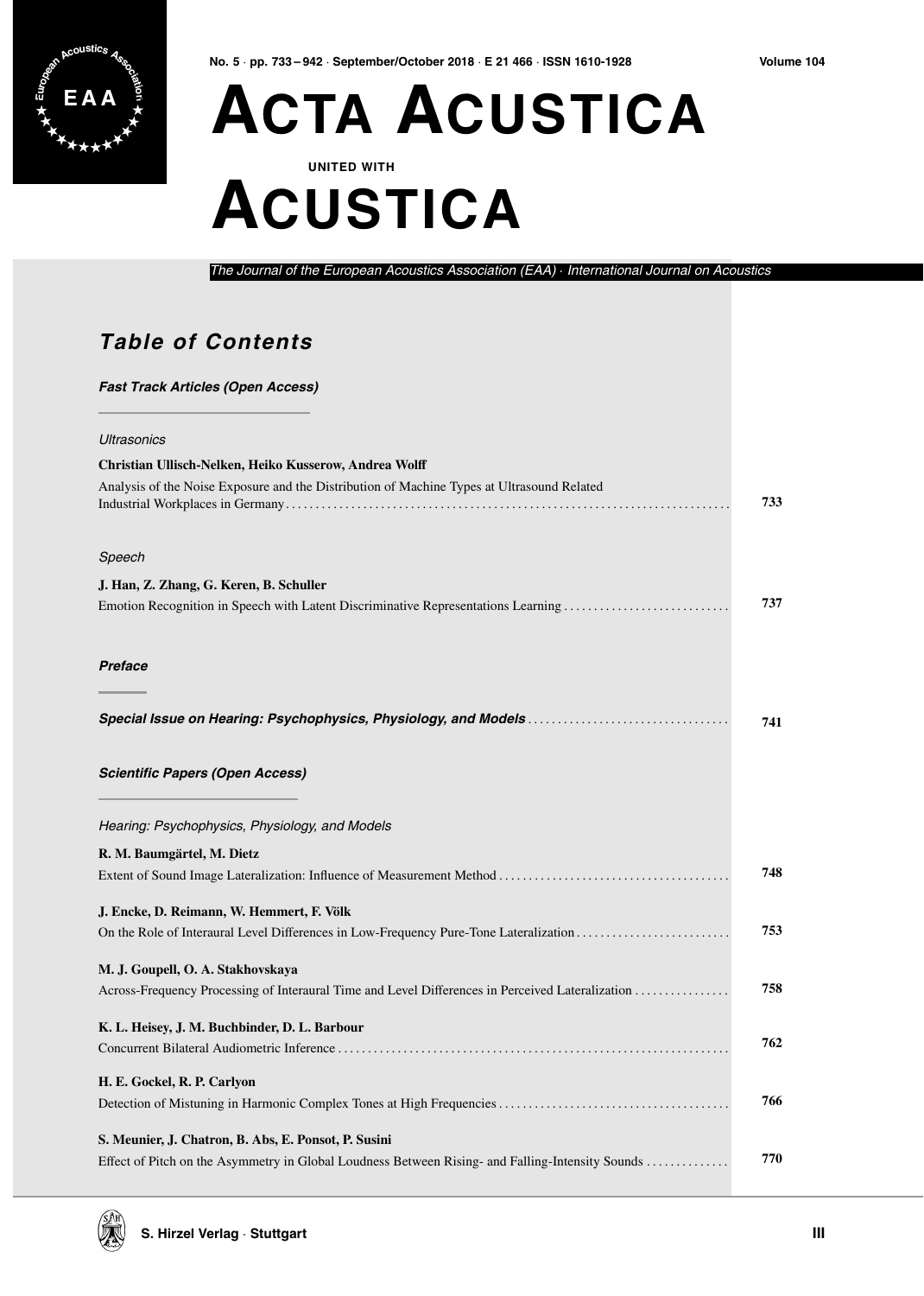# ACTA ACUSTICA

UNITED WITH

# ACUSTICA

*The Journal of the European Acoustics Association (EAA) · International Journal on Acoustics*

## *Table of Contents*

### *Fast Track Articles (Open Access)*

*Ultrasonics*

**Christian Ullisch-Nelken, Heiko Kusserow, Andrea Wolff**
Analysis of the Noise Exposure and the Distribution of Machine Types at Ultrasound Related Industrial Workplaces in Germany ........ **733**

*Speech*

**J. Han, Z. Zhang, G. Keren, B. Schuller**
Emotion Recognition in Speech with Latent Discriminative Representations Learning ........ **737**

### *Preface*

***Special Issue on Hearing: Psychophysics, Physiology, and Models*** ........ **741**

### *Scientific Papers (Open Access)*

*Hearing: Psychophysics, Physiology, and Models*

**R. M. Baumgärtel, M. Dietz**
Extent of Sound Image Lateralization: Influence of Measurement Method ........ **748**

**J. Encke, D. Reimann, W. Hemmert, F. Völk**
On the Role of Interaural Level Differences in Low-Frequency Pure-Tone Lateralization ........ **753**

**M. J. Goupell, O. A. Stakhovskaya**
Across-Frequency Processing of Interaural Time and Level Differences in Perceived Lateralization ........ **758**

**K. L. Heisey, J. M. Buchbinder, D. L. Barbour**
Concurrent Bilateral Audiometric Inference ........ **762**

**H. E. Gockel, R. P. Carlyon**
Detection of Mistuning in Harmonic Complex Tones at High Frequencies ........ **766**

**S. Meunier, J. Chatron, B. Abs, E. Ponsot, P. Susini**
Effect of Pitch on the Asymmetry in Global Loudness Between Rising- and Falling-Intensity Sounds ........ **770**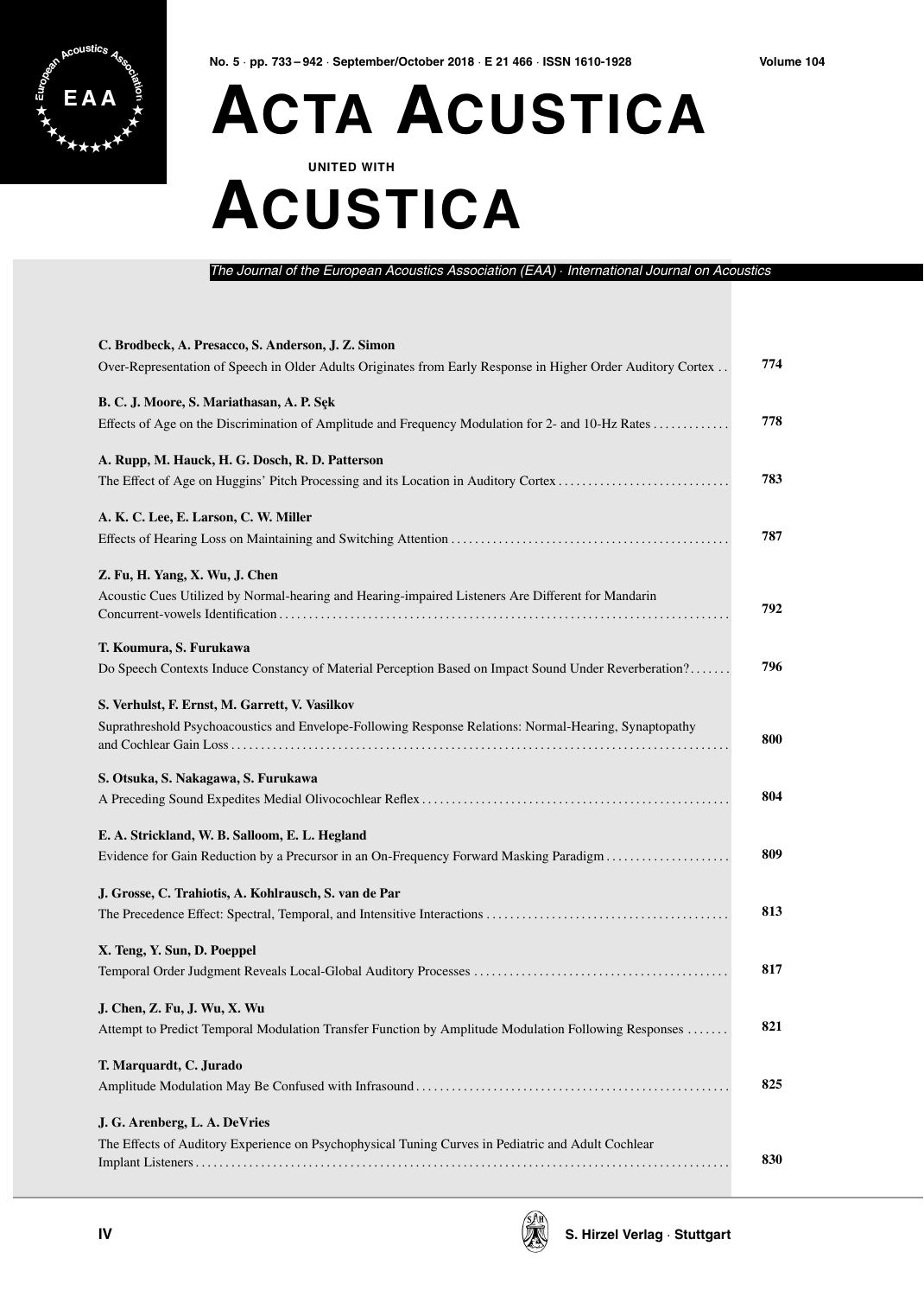# ACTA ACUSTICA

UNITED WITH

# ACUSTICA

*The Journal of the European Acoustics Association (EAA) · International Journal on Acoustics*

**C. Brodbeck, A. Presacco, S. Anderson, J. Z. Simon**
Over-Representation of Speech in Older Adults Originates from Early Response in Higher Order Auditory Cortex . . **774**

**B. C. J. Moore, S. Mariathasan, A. P. Sęk**
Effects of Age on the Discrimination of Amplitude and Frequency Modulation for 2- and 10-Hz Rates . . . . . . . . . . . . **778**

**A. Rupp, M. Hauck, H. G. Dosch, R. D. Patterson**
The Effect of Age on Huggins' Pitch Processing and its Location in Auditory Cortex . . . . . . . . . . . . . . . . . . . . . . . . . . . . **783**

**A. K. C. Lee, E. Larson, C. W. Miller**
Effects of Hearing Loss on Maintaining and Switching Attention . . . . . . . . . . . . . . . . . . . . . . . . . . . . . . . . . . . . . . . . . . . . . . **787**

**Z. Fu, H. Yang, X. Wu, J. Chen**
Acoustic Cues Utilized by Normal-hearing and Hearing-impaired Listeners Are Different for Mandarin Concurrent-vowels Identification . . . . . . . . . . . . . . . . . . . . . . . . . . . . . . . . . . . . . . . . . . . . . . . . . . . . . . . . . . . . . . . . . . . . . . . . . . **792**

**T. Koumura, S. Furukawa**
Do Speech Contexts Induce Constancy of Material Perception Based on Impact Sound Under Reverberation? . . . . . . . **796**

**S. Verhulst, F. Ernst, M. Garrett, V. Vasilkov**
Suprathreshold Psychoacoustics and Envelope-Following Response Relations: Normal-Hearing, Synaptopathy and Cochlear Gain Loss . . . . . . . . . . . . . . . . . . . . . . . . . . . . . . . . . . . . . . . . . . . . . . . . . . . . . . . . . . . . . . . . . . . . . . . . . . . . . . . . **800**

**S. Otsuka, S. Nakagawa, S. Furukawa**
A Preceding Sound Expedites Medial Olivocochlear Reflex . . . . . . . . . . . . . . . . . . . . . . . . . . . . . . . . . . . . . . . . . . . . . . . . . . . **804**

**E. A. Strickland, W. B. Salloom, E. L. Hegland**
Evidence for Gain Reduction by a Precursor in an On-Frequency Forward Masking Paradigm . . . . . . . . . . . . . . . . . . . . . **809**

**J. Grosse, C. Trahiotis, A. Kohlrausch, S. van de Par**
The Precedence Effect: Spectral, Temporal, and Intensitive Interactions . . . . . . . . . . . . . . . . . . . . . . . . . . . . . . . . . . . . . . . . **813**

**X. Teng, Y. Sun, D. Poeppel**
Temporal Order Judgment Reveals Local-Global Auditory Processes . . . . . . . . . . . . . . . . . . . . . . . . . . . . . . . . . . . . . . . . . . **817**

**J. Chen, Z. Fu, J. Wu, X. Wu**
Attempt to Predict Temporal Modulation Transfer Function by Amplitude Modulation Following Responses . . . . . . . **821**

**T. Marquardt, C. Jurado**
Amplitude Modulation May Be Confused with Infrasound . . . . . . . . . . . . . . . . . . . . . . . . . . . . . . . . . . . . . . . . . . . . . . . . . . . . **825**

**J. G. Arenberg, L. A. DeVries**
The Effects of Auditory Experience on Psychophysical Tuning Curves in Pediatric and Adult Cochlear Implant Listeners . . . . . . . . . . . . . . . . . . . . . . . . . . . . . . . . . . . . . . . . . . . . . . . . . . . . . . . . . . . . . . . . . . . . . . . . . . . . . . . . . . . . . . . . **830**

S. Hirzel Verlag · Stuttgart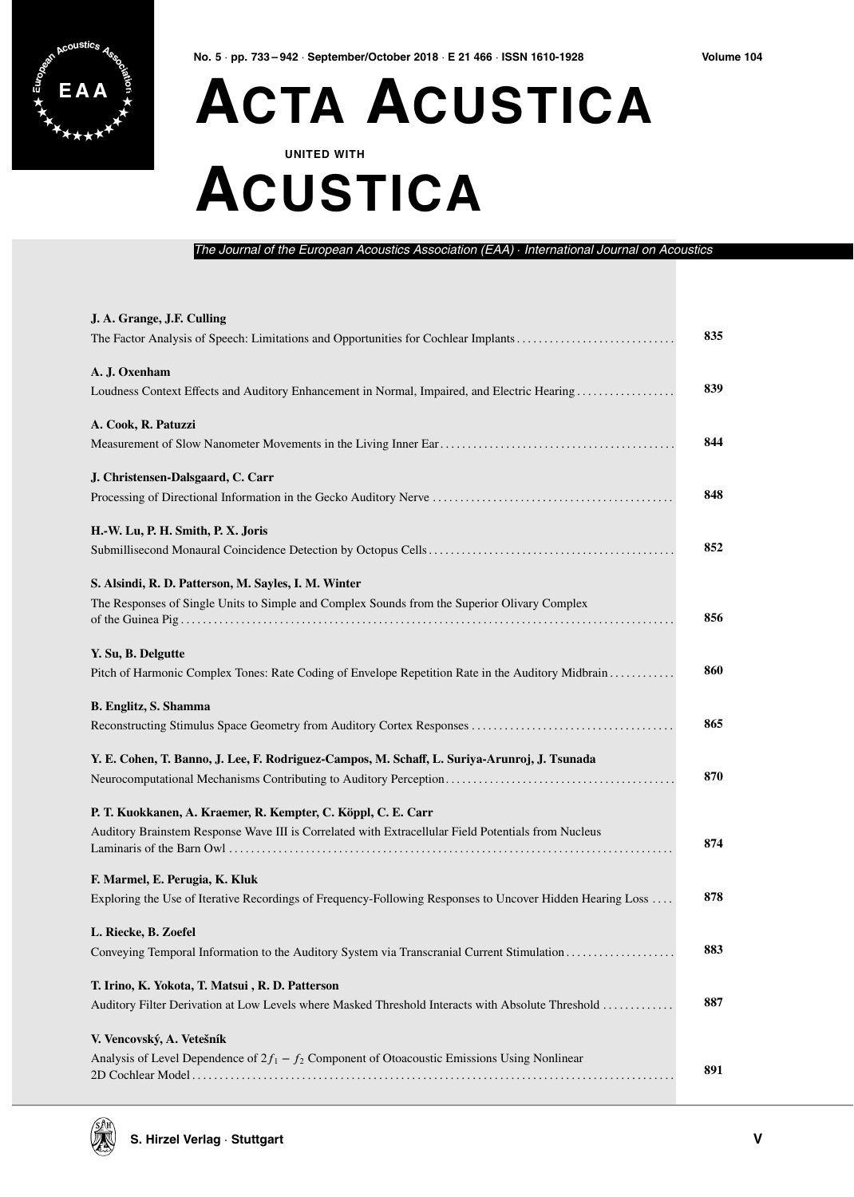# Acta Acustica

UNITED WITH

# Acustica

*The Journal of the European Acoustics Association (EAA) · International Journal on Acoustics*

**J. A. Grange, J.F. Culling**
The Factor Analysis of Speech: Limitations and Opportunities for Cochlear Implants ............................ **835**

**A. J. Oxenham**
Loudness Context Effects and Auditory Enhancement in Normal, Impaired, and Electric Hearing .................. **839**

**A. Cook, R. Patuzzi**
Measurement of Slow Nanometer Movements in the Living Inner Ear .......................................... **844**

**J. Christensen-Dalsgaard, C. Carr**
Processing of Directional Information in the Gecko Auditory Nerve ........................................... **848**

**H.-W. Lu, P. H. Smith, P. X. Joris**
Submillisecond Monaural Coincidence Detection by Octopus Cells ............................................ **852**

**S. Alsindi, R. D. Patterson, M. Sayles, I. M. Winter**
The Responses of Single Units to Simple and Complex Sounds from the Superior Olivary Complex of the Guinea Pig ........................................................................................ **856**

**Y. Su, B. Delgutte**
Pitch of Harmonic Complex Tones: Rate Coding of Envelope Repetition Rate in the Auditory Midbrain ........... **860**

**B. Englitz, S. Shamma**
Reconstructing Stimulus Space Geometry from Auditory Cortex Responses .................................... **865**

**Y. E. Cohen, T. Banno, J. Lee, F. Rodriguez-Campos, M. Schaff, L. Suriya-Arunroj, J. Tsunada**
Neurocomputational Mechanisms Contributing to Auditory Perception ......................................... **870**

**P. T. Kuokkanen, A. Kraemer, R. Kempter, C. Köppl, C. E. Carr**
Auditory Brainstem Response Wave III is Correlated with Extracellular Field Potentials from Nucleus Laminaris of the Barn Owl .............................................................................. **874**

**F. Marmel, E. Perugia, K. Kluk**
Exploring the Use of Iterative Recordings of Frequency-Following Responses to Uncover Hidden Hearing Loss .... **878**

**L. Riecke, B. Zoefel**
Conveying Temporal Information to the Auditory System via Transcranial Current Stimulation ................... **883**

**T. Irino, K. Yokota, T. Matsui , R. D. Patterson**
Auditory Filter Derivation at Low Levels where Masked Threshold Interacts with Absolute Threshold ............ **887**

**V. Vencovský, A. Vetešník**
Analysis of Level Dependence of $2f_1 - f_2$ Component of Otoacoustic Emissions Using Nonlinear 2D Cochlear Model ........................................................................................ **891**

S. Hirzel Verlag · Stuttgart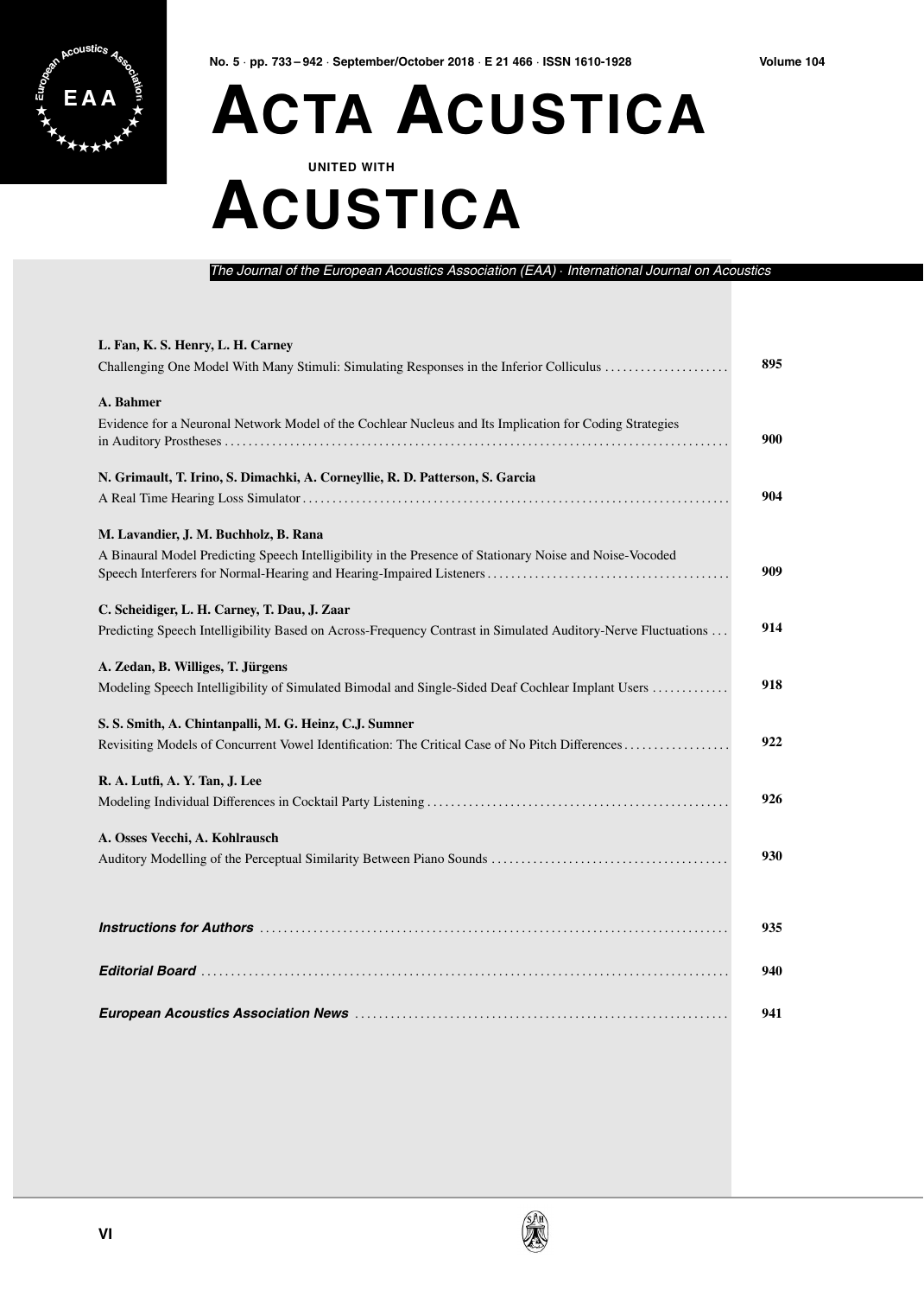# ACTA ACUSTICA

UNITED WITH

# ACUSTICA

*The Journal of the European Acoustics Association (EAA) · International Journal on Acoustics*

**L. Fan, K. S. Henry, L. H. Carney**
Challenging One Model With Many Stimuli: Simulating Responses in the Inferior Colliculus . . . . . . . . . . . . . . . . . . . . . **895**

**A. Bahmer**
Evidence for a Neuronal Network Model of the Cochlear Nucleus and Its Implication for Coding Strategies in Auditory Prostheses . . . . . . . . . . . . . . . . . . . . . . . . . . . . . . . . . . . . . . . . . . . . . . . . . . . . . . . . . . . . . . . . . **900**

**N. Grimault, T. Irino, S. Dimachki, A. Corneyllie, R. D. Patterson, S. Garcia**
A Real Time Hearing Loss Simulator . . . . . . . . . . . . . . . . . . . . . . . . . . . . . . . . . . . . . . . . . . . . . . . . . . . . . . . . . . . . **904**

**M. Lavandier, J. M. Buchholz, B. Rana**
A Binaural Model Predicting Speech Intelligibility in the Presence of Stationary Noise and Noise-Vocoded Speech Interferers for Normal-Hearing and Hearing-Impaired Listeners . . . . . . . . . . . . . . . . . . . . . . . . . . . . . . . . . . . . . . . **909**

**C. Scheidiger, L. H. Carney, T. Dau, J. Zaar**
Predicting Speech Intelligibility Based on Across-Frequency Contrast in Simulated Auditory-Nerve Fluctuations . . . **914**

**A. Zedan, B. Williges, T. Jürgens**
Modeling Speech Intelligibility of Simulated Bimodal and Single-Sided Deaf Cochlear Implant Users . . . . . . . . . . . . . **918**

**S. S. Smith, A. Chintanpalli, M. G. Heinz, C.J. Sumner**
Revisiting Models of Concurrent Vowel Identification: The Critical Case of No Pitch Differences . . . . . . . . . . . . . . . . . . **922**

**R. A. Lutfi, A. Y. Tan, J. Lee**
Modeling Individual Differences in Cocktail Party Listening . . . . . . . . . . . . . . . . . . . . . . . . . . . . . . . . . . . . . . . . . . . . . **926**

**A. Osses Vecchi, A. Kohlrausch**
Auditory Modelling of the Perceptual Similarity Between Piano Sounds . . . . . . . . . . . . . . . . . . . . . . . . . . . . . . . . . . . . . . . **930**

***Instructions for Authors*** . . . . . . . . . . . . . . . . . . . . . . . . . . . . . . . . . . . . . . . . . . . . . . . . . . . . . . . . . . . . . . . . . . . . . **935**

***Editorial Board*** . . . . . . . . . . . . . . . . . . . . . . . . . . . . . . . . . . . . . . . . . . . . . . . . . . . . . . . . . . . . . . . . . . . . . . . . . . . . . . **940**

***European Acoustics Association News*** . . . . . . . . . . . . . . . . . . . . . . . . . . . . . . . . . . . . . . . . . . . . . . . . . . . . . . . . . . **941**